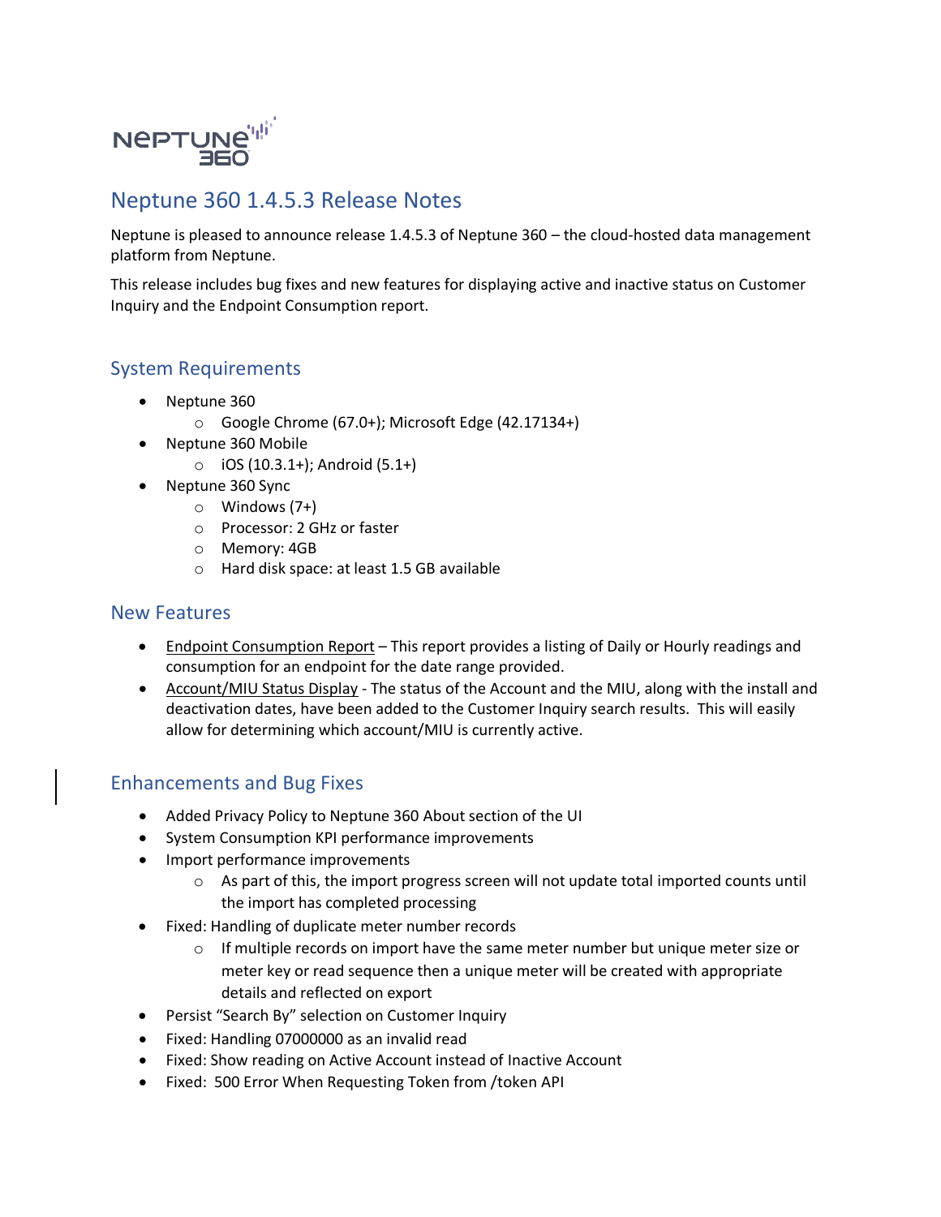# Neptune 360 1.4.5.3 Release Notes

Neptune is pleased to announce release 1.4.5.3 of Neptune 360 – the cloud-hosted data management platform from Neptune.

This release includes bug fixes and new features for displaying active and inactive status on Customer Inquiry and the Endpoint Consumption report.

## System Requirements

- Neptune 360
  - Google Chrome (67.0+); Microsoft Edge (42.17134+)
- Neptune 360 Mobile
  - iOS (10.3.1+); Android (5.1+)
- Neptune 360 Sync
  - Windows (7+)
  - Processor: 2 GHz or faster
  - Memory: 4GB
  - Hard disk space: at least 1.5 GB available

## New Features

- Endpoint Consumption Report – This report provides a listing of Daily or Hourly readings and consumption for an endpoint for the date range provided.
- Account/MIU Status Display - The status of the Account and the MIU, along with the install and deactivation dates, have been added to the Customer Inquiry search results. This will easily allow for determining which account/MIU is currently active.

## Enhancements and Bug Fixes

- Added Privacy Policy to Neptune 360 About section of the UI
- System Consumption KPI performance improvements
- Import performance improvements
  - As part of this, the import progress screen will not update total imported counts until the import has completed processing
- Fixed: Handling of duplicate meter number records
  - If multiple records on import have the same meter number but unique meter size or meter key or read sequence then a unique meter will be created with appropriate details and reflected on export
- Persist "Search By" selection on Customer Inquiry
- Fixed: Handling 07000000 as an invalid read
- Fixed: Show reading on Active Account instead of Inactive Account
- Fixed: 500 Error When Requesting Token from /token API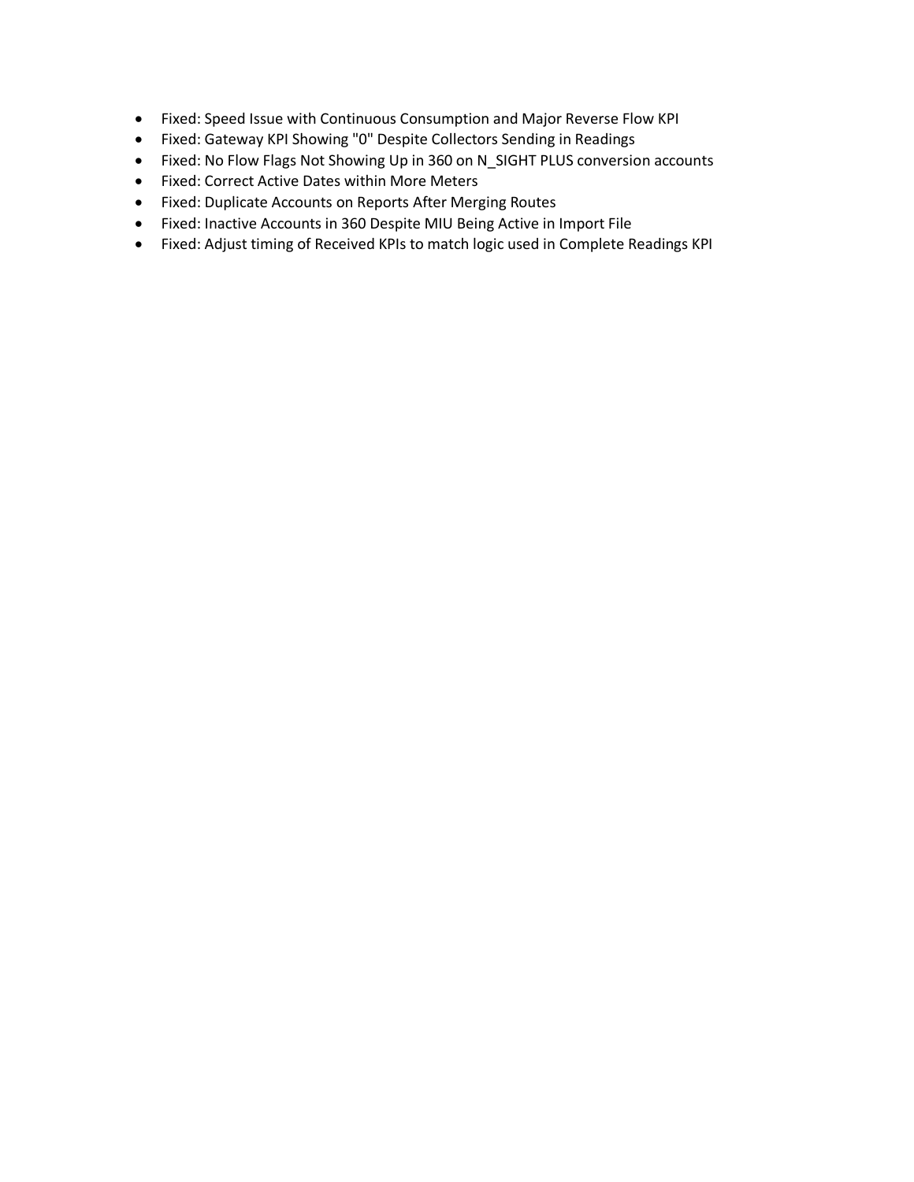- Fixed: Speed Issue with Continuous Consumption and Major Reverse Flow KPI
- Fixed: Gateway KPI Showing "0" Despite Collectors Sending in Readings
- Fixed: No Flow Flags Not Showing Up in 360 on N_SIGHT PLUS conversion accounts
- Fixed: Correct Active Dates within More Meters
- Fixed: Duplicate Accounts on Reports After Merging Routes
- Fixed: Inactive Accounts in 360 Despite MIU Being Active in Import File
- Fixed: Adjust timing of Received KPIs to match logic used in Complete Readings KPI